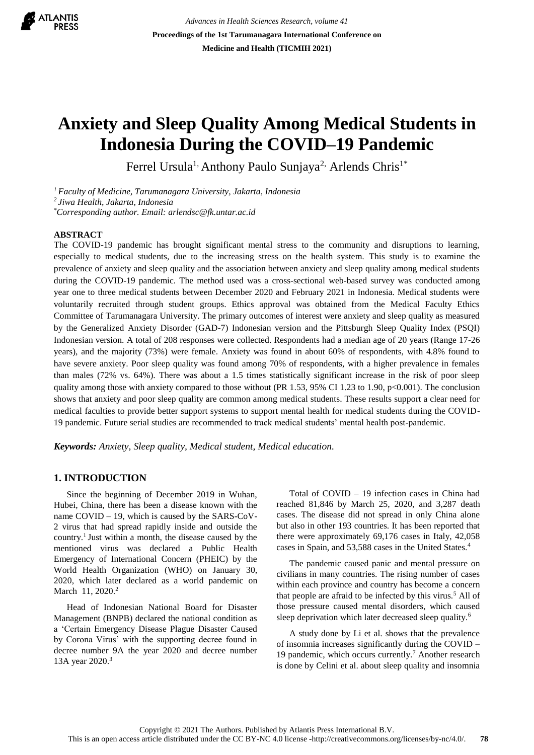# Anxiety and Sleep Quality Among Medical Students in Indonesia During the COVID–19 Pandemic

Ferrel Ursula[1], Anthony Paulo Sunjaya[2], Arlends Chris[1*]

[1] *Faculty of Medicine, Tarumanagara University, Jakarta, Indonesia*
[2] *Jiwa Health, Jakarta, Indonesia*
[*] *Corresponding author. Email: arlendsc@fk.untar.ac.id*

## ABSTRACT

The COVID-19 pandemic has brought significant mental stress to the community and disruptions to learning, especially to medical students, due to the increasing stress on the health system. This study is to examine the prevalence of anxiety and sleep quality and the association between anxiety and sleep quality among medical students during the COVID-19 pandemic. The method used was a cross-sectional web-based survey was conducted among year one to three medical students between December 2020 and February 2021 in Indonesia. Medical students were voluntarily recruited through student groups. Ethics approval was obtained from the Medical Faculty Ethics Committee of Tarumanagara University. The primary outcomes of interest were anxiety and sleep quality as measured by the Generalized Anxiety Disorder (GAD-7) Indonesian version and the Pittsburgh Sleep Quality Index (PSQI) Indonesian version. A total of 208 responses were collected. Respondents had a median age of 20 years (Range 17-26 years), and the majority (73%) were female. Anxiety was found in about 60% of respondents, with 4.8% found to have severe anxiety. Poor sleep quality was found among 70% of respondents, with a higher prevalence in females than males (72% vs. 64%). There was about a 1.5 times statistically significant increase in the risk of poor sleep quality among those with anxiety compared to those without (PR 1.53, 95% CI 1.23 to 1.90, $p<0.001$). The conclusion shows that anxiety and poor sleep quality are common among medical students. These results support a clear need for medical faculties to provide better support systems to support mental health for medical students during the COVID-19 pandemic. Future serial studies are recommended to track medical students' mental health post-pandemic.

***Keywords:*** *Anxiety, Sleep quality, Medical student, Medical education.*

## 1. INTRODUCTION

Since the beginning of December 2019 in Wuhan, Hubei, China, there has been a disease known with the name COVID – 19, which is caused by the SARS-CoV-2 virus that had spread rapidly inside and outside the country.[1] Just within a month, the disease caused by the mentioned virus was declared a Public Health Emergency of International Concern (PHEIC) by the World Health Organization (WHO) on January 30, 2020, which later declared as a world pandemic on March 11, 2020.[2]

Head of Indonesian National Board for Disaster Management (BNPB) declared the national condition as a 'Certain Emergency Disease Plague Disaster Caused by Corona Virus' with the supporting decree found in decree number 9A the year 2020 and decree number 13A year 2020.[3]

Total of COVID – 19 infection cases in China had reached 81,846 by March 25, 2020, and 3,287 death cases. The disease did not spread in only China alone but also in other 193 countries. It has been reported that there were approximately 69,176 cases in Italy, 42,058 cases in Spain, and 53,588 cases in the United States.[4]

The pandemic caused panic and mental pressure on civilians in many countries. The rising number of cases within each province and country has become a concern that people are afraid to be infected by this virus.[5] All of those pressure caused mental disorders, which caused sleep deprivation which later decreased sleep quality.[6]

A study done by Li et al. shows that the prevalence of insomnia increases significantly during the COVID – 19 pandemic, which occurs currently.[7] Another research is done by Celini et al. about sleep quality and insomnia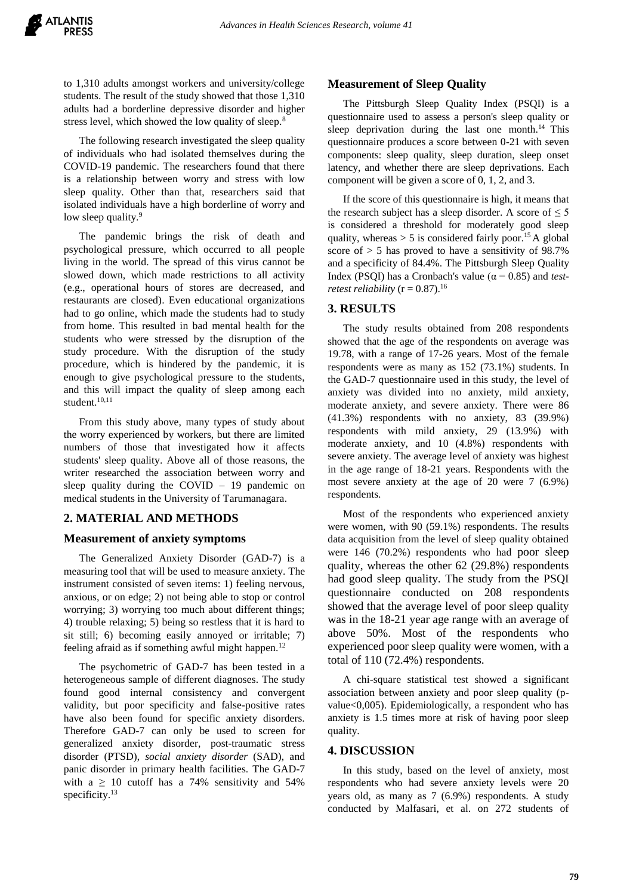to 1,310 adults amongst workers and university/college students. The result of the study showed that those 1,310 adults had a borderline depressive disorder and higher stress level, which showed the low quality of sleep.[8]

The following research investigated the sleep quality of individuals who had isolated themselves during the COVID-19 pandemic. The researchers found that there is a relationship between worry and stress with low sleep quality. Other than that, researchers said that isolated individuals have a high borderline of worry and low sleep quality.[9]

The pandemic brings the risk of death and psychological pressure, which occurred to all people living in the world. The spread of this virus cannot be slowed down, which made restrictions to all activity (e.g., operational hours of stores are decreased, and restaurants are closed). Even educational organizations had to go online, which made the students had to study from home. This resulted in bad mental health for the students who were stressed by the disruption of the study procedure. With the disruption of the study procedure, which is hindered by the pandemic, it is enough to give psychological pressure to the students, and this will impact the quality of sleep among each student.[10,11]

From this study above, many types of study about the worry experienced by workers, but there are limited numbers of those that investigated how it affects students' sleep quality. Above all of those reasons, the writer researched the association between worry and sleep quality during the COVID – 19 pandemic on medical students in the University of Tarumanagara.

## 2. MATERIAL AND METHODS

### Measurement of anxiety symptoms

The Generalized Anxiety Disorder (GAD-7) is a measuring tool that will be used to measure anxiety. The instrument consisted of seven items: 1) feeling nervous, anxious, or on edge; 2) not being able to stop or control worrying; 3) worrying too much about different things; 4) trouble relaxing; 5) being so restless that it is hard to sit still; 6) becoming easily annoyed or irritable; 7) feeling afraid as if something awful might happen.[12]

The psychometric of GAD-7 has been tested in a heterogeneous sample of different diagnoses. The study found good internal consistency and convergent validity, but poor specificity and false-positive rates have also been found for specific anxiety disorders. Therefore GAD-7 can only be used to screen for generalized anxiety disorder, post-traumatic stress disorder (PTSD), *social anxiety disorder* (SAD), and panic disorder in primary health facilities. The GAD-7 with a $\geq$ 10 cutoff has a 74% sensitivity and 54% specificity.[13]

### Measurement of Sleep Quality

The Pittsburgh Sleep Quality Index (PSQI) is a questionnaire used to assess a person's sleep quality or sleep deprivation during the last one month.[14] This questionnaire produces a score between 0-21 with seven components: sleep quality, sleep duration, sleep onset latency, and whether there are sleep deprivations. Each component will be given a score of 0, 1, 2, and 3.

If the score of this questionnaire is high, it means that the research subject has a sleep disorder. A score of $\leq 5$ is considered a threshold for moderately good sleep quality, whereas $> 5$ is considered fairly poor.[15] A global score of $> 5$ has proved to have a sensitivity of 98.7% and a specificity of 84.4%. The Pittsburgh Sleep Quality Index (PSQI) has a Cronbach's value ($\alpha = 0.85$) and *test-retest reliability* ($r = 0.87$).[16]

## 3. RESULTS

The study results obtained from 208 respondents showed that the age of the respondents on average was 19.78, with a range of 17-26 years. Most of the female respondents were as many as 152 (73.1%) students. In the GAD-7 questionnaire used in this study, the level of anxiety was divided into no anxiety, mild anxiety, moderate anxiety, and severe anxiety. There were 86 (41.3%) respondents with no anxiety, 83 (39.9%) respondents with mild anxiety, 29 (13.9%) with moderate anxiety, and 10 (4.8%) respondents with severe anxiety. The average level of anxiety was highest in the age range of 18-21 years. Respondents with the most severe anxiety at the age of 20 were 7 (6.9%) respondents.

Most of the respondents who experienced anxiety were women, with 90 (59.1%) respondents. The results data acquisition from the level of sleep quality obtained were 146 (70.2%) respondents who had poor sleep quality, whereas the other 62 (29.8%) respondents had good sleep quality. The study from the PSQI questionnaire conducted on 208 respondents showed that the average level of poor sleep quality was in the 18-21 year age range with an average of above 50%. Most of the respondents who experienced poor sleep quality were women, with a total of 110 (72.4%) respondents.

A chi-square statistical test showed a significant association between anxiety and poor sleep quality (p-value<0,005). Epidemiologically, a respondent who has anxiety is 1.5 times more at risk of having poor sleep quality.

## 4. DISCUSSION

In this study, based on the level of anxiety, most respondents who had severe anxiety levels were 20 years old, as many as 7 (6.9%) respondents. A study conducted by Malfasari, et al. on 272 students of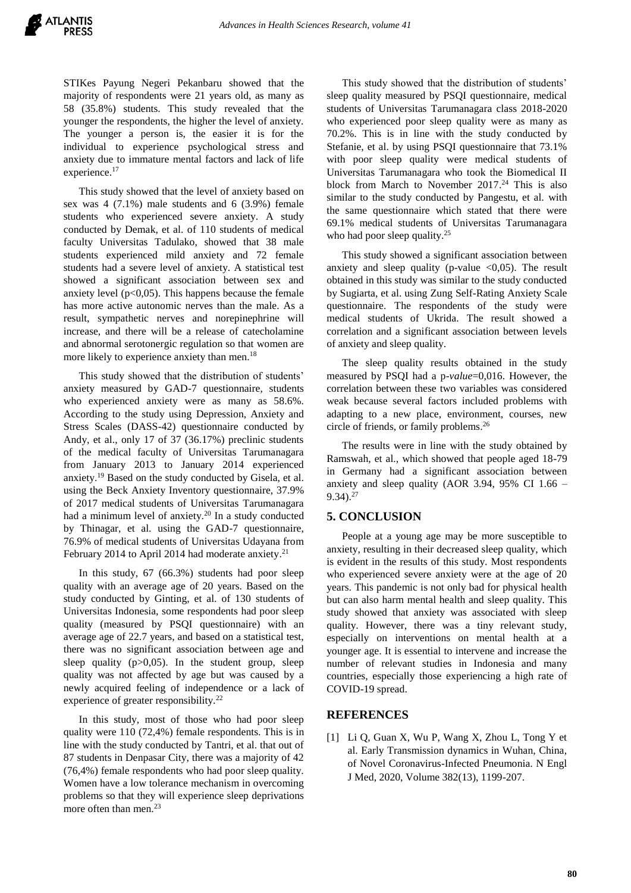STIKes Payung Negeri Pekanbaru showed that the majority of respondents were 21 years old, as many as 58 (35.8%) students. This study revealed that the younger the respondents, the higher the level of anxiety. The younger a person is, the easier it is for the individual to experience psychological stress and anxiety due to immature mental factors and lack of life experience.[17]

This study showed that the level of anxiety based on sex was 4 (7.1%) male students and 6 (3.9%) female students who experienced severe anxiety. A study conducted by Demak, et al. of 110 students of medical faculty Universitas Tadulako, showed that 38 male students experienced mild anxiety and 72 female students had a severe level of anxiety. A statistical test showed a significant association between sex and anxiety level (p<0,05). This happens because the female has more active autonomic nerves than the male. As a result, sympathetic nerves and norepinephrine will increase, and there will be a release of catecholamine and abnormal serotonergic regulation so that women are more likely to experience anxiety than men.[18]

This study showed that the distribution of students' anxiety measured by GAD-7 questionnaire, students who experienced anxiety were as many as 58.6%. According to the study using Depression, Anxiety and Stress Scales (DASS-42) questionnaire conducted by Andy, et al., only 17 of 37 (36.17%) preclinic students of the medical faculty of Universitas Tarumanagara from January 2013 to January 2014 experienced anxiety.[19] Based on the study conducted by Gisela, et al. using the Beck Anxiety Inventory questionnaire, 37.9% of 2017 medical students of Universitas Tarumanagara had a minimum level of anxiety.[20] In a study conducted by Thinagar, et al. using the GAD-7 questionnaire, 76.9% of medical students of Universitas Udayana from February 2014 to April 2014 had moderate anxiety.[21]

In this study, 67 (66.3%) students had poor sleep quality with an average age of 20 years. Based on the study conducted by Ginting, et al. of 130 students of Universitas Indonesia, some respondents had poor sleep quality (measured by PSQI questionnaire) with an average age of 22.7 years, and based on a statistical test, there was no significant association between age and sleep quality (p>0,05). In the student group, sleep quality was not affected by age but was caused by a newly acquired feeling of independence or a lack of experience of greater responsibility.[22]

In this study, most of those who had poor sleep quality were 110 (72,4%) female respondents. This is in line with the study conducted by Tantri, et al. that out of 87 students in Denpasar City, there was a majority of 42 (76,4%) female respondents who had poor sleep quality. Women have a low tolerance mechanism in overcoming problems so that they will experience sleep deprivations more often than men.[23]

This study showed that the distribution of students' sleep quality measured by PSQI questionnaire, medical students of Universitas Tarumanagara class 2018-2020 who experienced poor sleep quality were as many as 70.2%. This is in line with the study conducted by Stefanie, et al. by using PSQI questionnaire that 73.1% with poor sleep quality were medical students of Universitas Tarumanagara who took the Biomedical II block from March to November 2017.[24] This is also similar to the study conducted by Pangestu, et al. with the same questionnaire which stated that there were 69.1% medical students of Universitas Tarumanagara who had poor sleep quality.[25]

This study showed a significant association between anxiety and sleep quality (p-value <0,05). The result obtained in this study was similar to the study conducted by Sugiarta, et al. using Zung Self-Rating Anxiety Scale questionnaire. The respondents of the study were medical students of Ukrida. The result showed a correlation and a significant association between levels of anxiety and sleep quality.

The sleep quality results obtained in the study measured by PSQI had a p-*value*=0,016. However, the correlation between these two variables was considered weak because several factors included problems with adapting to a new place, environment, courses, new circle of friends, or family problems.[26]

The results were in line with the study obtained by Ramswah, et al., which showed that people aged 18-79 in Germany had a significant association between anxiety and sleep quality (AOR 3.94, 95% CI 1.66 – 9.34).[27]

## 5. CONCLUSION

People at a young age may be more susceptible to anxiety, resulting in their decreased sleep quality, which is evident in the results of this study. Most respondents who experienced severe anxiety were at the age of 20 years. This pandemic is not only bad for physical health but can also harm mental health and sleep quality. This study showed that anxiety was associated with sleep quality. However, there was a tiny relevant study, especially on interventions on mental health at a younger age. It is essential to intervene and increase the number of relevant studies in Indonesia and many countries, especially those experiencing a high rate of COVID-19 spread.

## REFERENCES

[1] Li Q, Guan X, Wu P, Wang X, Zhou L, Tong Y et al. Early Transmission dynamics in Wuhan, China, of Novel Coronavirus-Infected Pneumonia. N Engl J Med, 2020, Volume 382(13), 1199-207.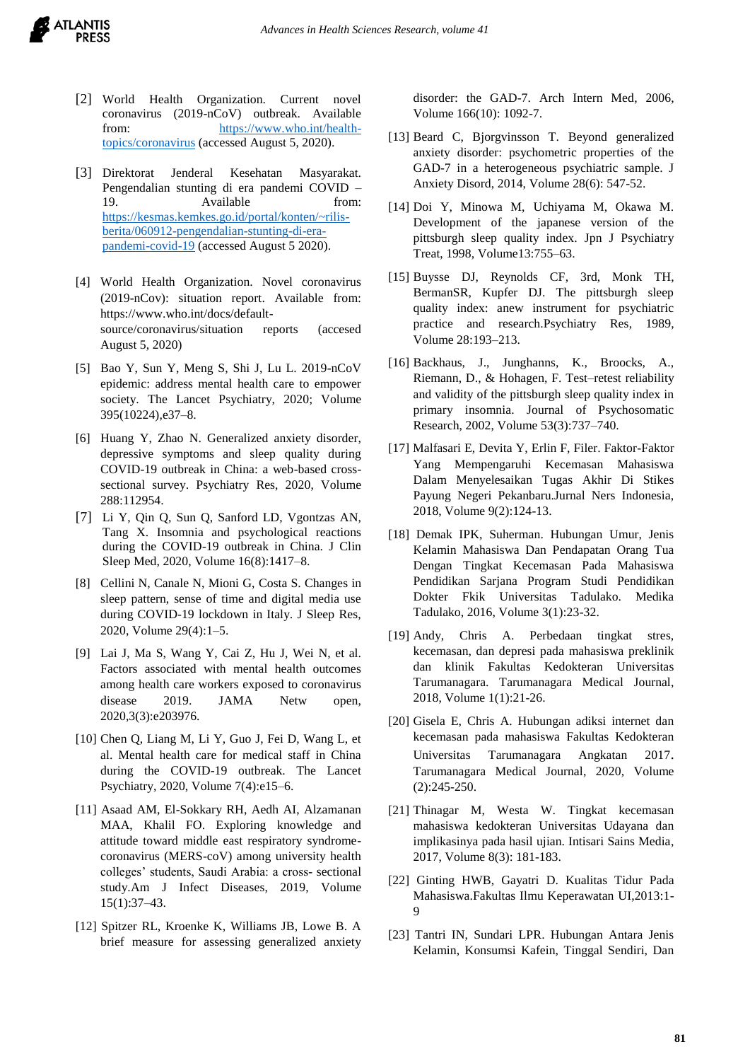[2] World Health Organization. Current novel coronavirus (2019-nCoV) outbreak. Available from: https://www.who.int/health-topics/coronavirus (accessed August 5, 2020).

[3] Direktorat Jenderal Kesehatan Masyarakat. Pengendalian stunting di era pandemi COVID – 19. Available from: https://kesmas.kemkes.go.id/portal/konten/~rilis-berita/060912-pengendalian-stunting-di-era-pandemi-covid-19 (accessed August 5 2020).

[4] World Health Organization. Novel coronavirus (2019-nCov): situation report. Available from: https://www.who.int/docs/default-source/coronavirus/situation reports (accesed August 5, 2020)

[5] Bao Y, Sun Y, Meng S, Shi J, Lu L. 2019-nCoV epidemic: address mental health care to empower society. The Lancet Psychiatry, 2020; Volume 395(10224),e37–8.

[6] Huang Y, Zhao N. Generalized anxiety disorder, depressive symptoms and sleep quality during COVID-19 outbreak in China: a web-based cross-sectional survey. Psychiatry Res, 2020, Volume 288:112954.

[7] Li Y, Qin Q, Sun Q, Sanford LD, Vgontzas AN, Tang X. Insomnia and psychological reactions during the COVID-19 outbreak in China. J Clin Sleep Med, 2020, Volume 16(8):1417–8.

[8] Cellini N, Canale N, Mioni G, Costa S. Changes in sleep pattern, sense of time and digital media use during COVID-19 lockdown in Italy. J Sleep Res, 2020, Volume 29(4):1–5.

[9] Lai J, Ma S, Wang Y, Cai Z, Hu J, Wei N, et al. Factors associated with mental health outcomes among health care workers exposed to coronavirus disease 2019. JAMA Netw open, 2020,3(3):e203976.

[10] Chen Q, Liang M, Li Y, Guo J, Fei D, Wang L, et al. Mental health care for medical staff in China during the COVID-19 outbreak. The Lancet Psychiatry, 2020, Volume 7(4):e15–6.

[11] Asaad AM, El-Sokkary RH, Aedh AI, Alzamanan MAA, Khalil FO. Exploring knowledge and attitude toward middle east respiratory syndrome-coronavirus (MERS-coV) among university health colleges' students, Saudi Arabia: a cross- sectional study.Am J Infect Diseases, 2019, Volume 15(1):37–43.

[12] Spitzer RL, Kroenke K, Williams JB, Lowe B. A brief measure for assessing generalized anxiety disorder: the GAD-7. Arch Intern Med, 2006, Volume 166(10): 1092-7.

[13] Beard C, Bjorgvinsson T. Beyond generalized anxiety disorder: psychometric properties of the GAD-7 in a heterogeneous psychiatric sample. J Anxiety Disord, 2014, Volume 28(6): 547-52.

[14] Doi Y, Minowa M, Uchiyama M, Okawa M. Development of the japanese version of the pittsburgh sleep quality index. Jpn J Psychiatry Treat, 1998, Volume13:755–63.

[15] Buysse DJ, Reynolds CF, 3rd, Monk TH, BermanSR, Kupfer DJ. The pittsburgh sleep quality index: anew instrument for psychiatric practice and research.Psychiatry Res, 1989, Volume 28:193–213.

[16] Backhaus, J., Junghanns, K., Broocks, A., Riemann, D., & Hohagen, F. Test–retest reliability and validity of the pittsburgh sleep quality index in primary insomnia. Journal of Psychosomatic Research, 2002, Volume 53(3):737–740.

[17] Malfasari E, Devita Y, Erlin F, Filer. Faktor-Faktor Yang Mempengaruhi Kecemasan Mahasiswa Dalam Menyelesaikan Tugas Akhir Di Stikes Payung Negeri Pekanbaru.Jurnal Ners Indonesia, 2018, Volume 9(2):124-13.

[18] Demak IPK, Suherman. Hubungan Umur, Jenis Kelamin Mahasiswa Dan Pendapatan Orang Tua Dengan Tingkat Kecemasan Pada Mahasiswa Pendidikan Sarjana Program Studi Pendidikan Dokter Fkik Universitas Tadulako. Medika Tadulako, 2016, Volume 3(1):23-32.

[19] Andy, Chris A. Perbedaan tingkat stres, kecemasan, dan depresi pada mahasiswa preklinik dan klinik Fakultas Kedokteran Universitas Tarumanagara. Tarumanagara Medical Journal, 2018, Volume 1(1):21-26.

[20] Gisela E, Chris A. Hubungan adiksi internet dan kecemasan pada mahasiswa Fakultas Kedokteran Universitas Tarumanagara Angkatan 2017. Tarumanagara Medical Journal, 2020, Volume (2):245-250.

[21] Thinagar M, Westa W. Tingkat kecemasan mahasiswa kedokteran Universitas Udayana dan implikasinya pada hasil ujian. Intisari Sains Media, 2017, Volume 8(3): 181-183.

[22] Ginting HWB, Gayatri D. Kualitas Tidur Pada Mahasiswa.Fakultas Ilmu Keperawatan UI,2013:1-9

[23] Tantri IN, Sundari LPR. Hubungan Antara Jenis Kelamin, Konsumsi Kafein, Tinggal Sendiri, Dan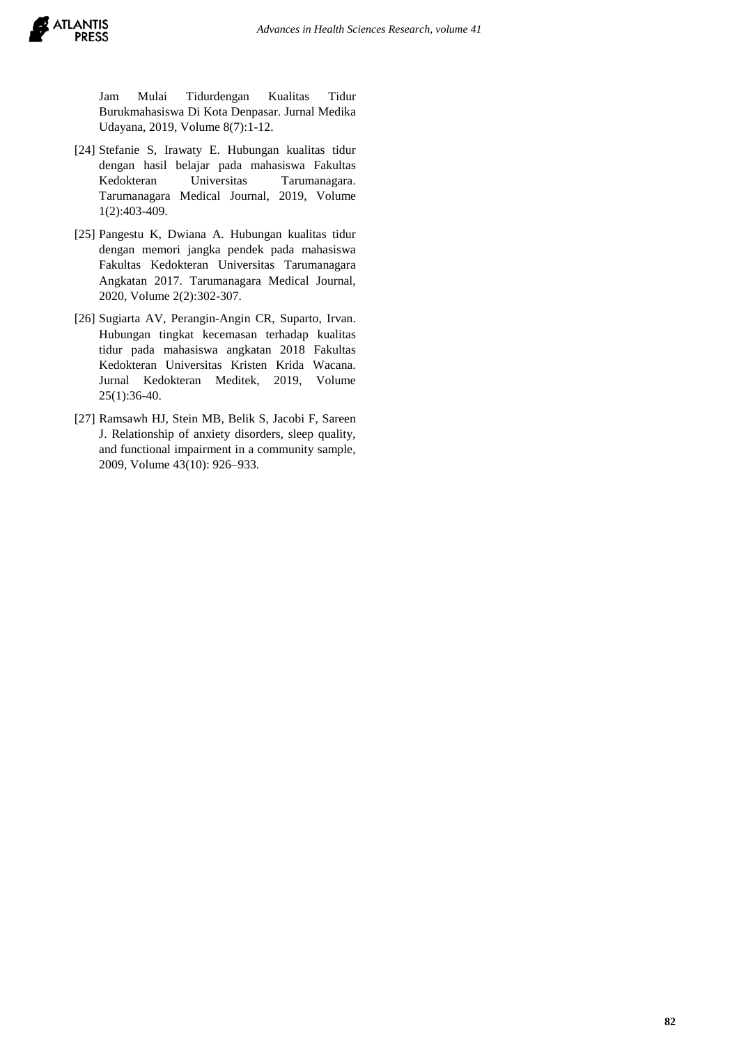Jam Mulai Tidurdengan Kualitas Tidur Burukmahasiswa Di Kota Denpasar. Jurnal Medika Udayana, 2019, Volume 8(7):1-12.

[24] Stefanie S, Irawaty E. Hubungan kualitas tidur dengan hasil belajar pada mahasiswa Fakultas Kedokteran Universitas Tarumanagara. Tarumanagara Medical Journal, 2019, Volume 1(2):403-409.

[25] Pangestu K, Dwiana A. Hubungan kualitas tidur dengan memori jangka pendek pada mahasiswa Fakultas Kedokteran Universitas Tarumanagara Angkatan 2017. Tarumanagara Medical Journal, 2020, Volume 2(2):302-307.

[26] Sugiarta AV, Perangin-Angin CR, Suparto, Irvan. Hubungan tingkat kecemasan terhadap kualitas tidur pada mahasiswa angkatan 2018 Fakultas Kedokteran Universitas Kristen Krida Wacana. Jurnal Kedokteran Meditek, 2019, Volume 25(1):36-40.

[27] Ramsawh HJ, Stein MB, Belik S, Jacobi F, Sareen J. Relationship of anxiety disorders, sleep quality, and functional impairment in a community sample, 2009, Volume 43(10): 926–933.